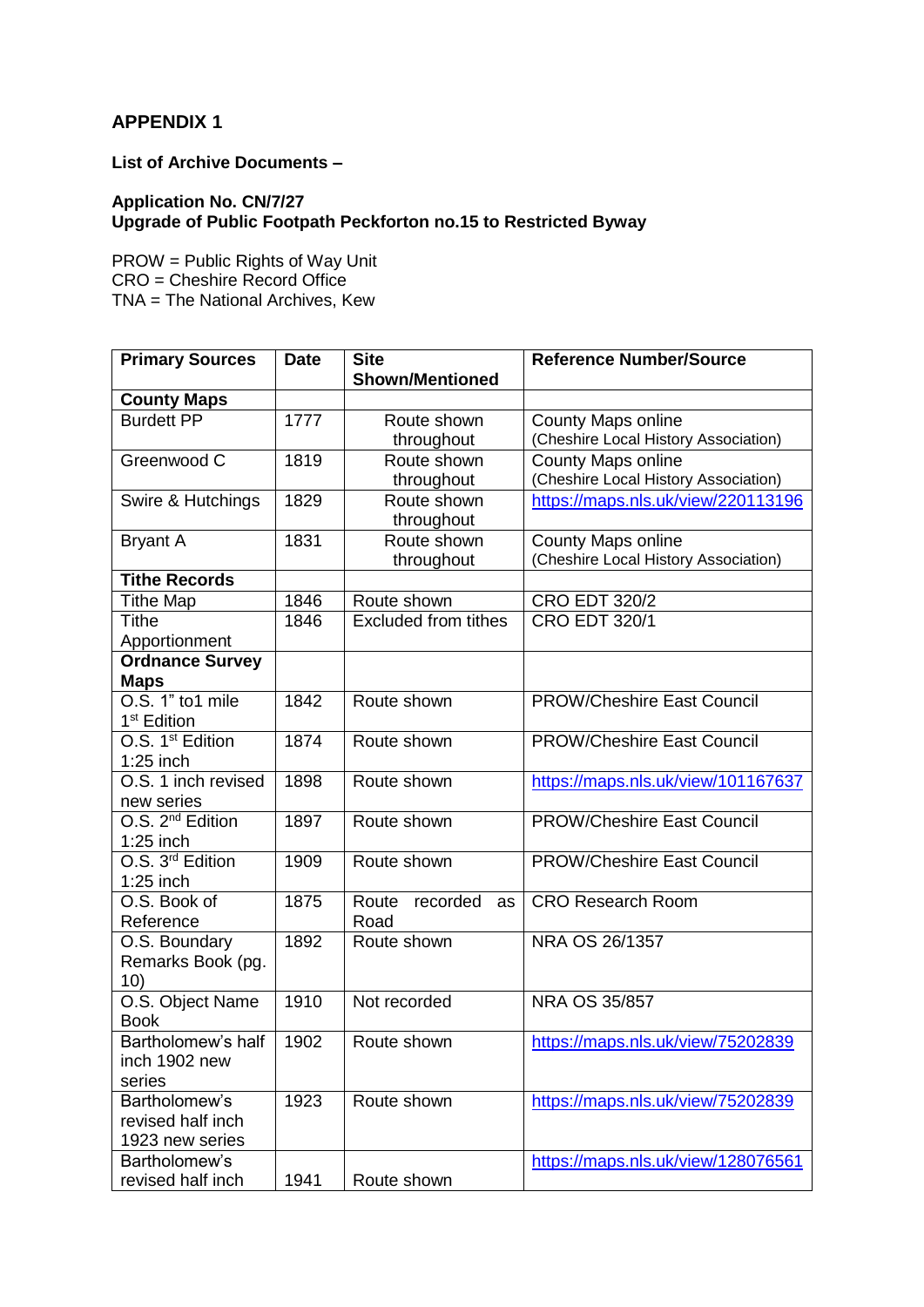# APPENDIX 1

**List of Archive Documents –**

**Application No. CN/7/27**
**Upgrade of Public Footpath Peckforton no.15 to Restricted Byway**

PROW = Public Rights of Way Unit
CRO = Cheshire Record Office
TNA = The National Archives, Kew

| Primary Sources | Date | Site Shown/Mentioned | Reference Number/Source |
|---|---|---|---|
| **County Maps** | | | |
| Burdett PP | 1777 | Route shown throughout | County Maps online (Cheshire Local History Association) |
| Greenwood C | 1819 | Route shown throughout | County Maps online (Cheshire Local History Association) |
| Swire & Hutchings | 1829 | Route shown throughout | https://maps.nls.uk/view/220113196 |
| Bryant A | 1831 | Route shown throughout | County Maps online (Cheshire Local History Association) |
| **Tithe Records** | | | |
| Tithe Map | 1846 | Route shown | CRO EDT 320/2 |
| Tithe Apportionment | 1846 | Excluded from tithes | CRO EDT 320/1 |
| **Ordnance Survey Maps** | | | |
| O.S. 1" to1 mile 1st Edition | 1842 | Route shown | PROW/Cheshire East Council |
| O.S. 1st Edition 1:25 inch | 1874 | Route shown | PROW/Cheshire East Council |
| O.S. 1 inch revised new series | 1898 | Route shown | https://maps.nls.uk/view/101167637 |
| O.S. 2nd Edition 1:25 inch | 1897 | Route shown | PROW/Cheshire East Council |
| O.S. 3rd Edition 1:25 inch | 1909 | Route shown | PROW/Cheshire East Council |
| O.S. Book of Reference | 1875 | Route recorded as Road | CRO Research Room |
| O.S. Boundary Remarks Book (pg. 10) | 1892 | Route shown | NRA OS 26/1357 |
| O.S. Object Name Book | 1910 | Not recorded | NRA OS 35/857 |
| Bartholomew's half inch 1902 new series | 1902 | Route shown | https://maps.nls.uk/view/75202839 |
| Bartholomew's revised half inch 1923 new series | 1923 | Route shown | https://maps.nls.uk/view/75202839 |
| Bartholomew's revised half inch | 1941 | Route shown | https://maps.nls.uk/view/128076561 |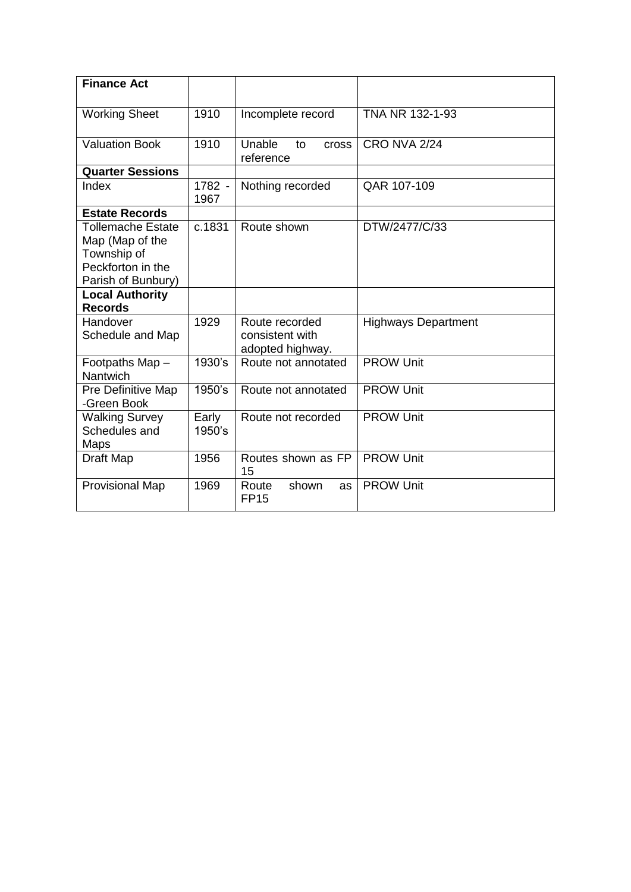| | | | |
|---|---|---|---|
| **Finance Act** | | | |
| Working Sheet | 1910 | Incomplete record | TNA NR 132-1-93 |
| Valuation Book | 1910 | Unable to cross reference | CRO NVA 2/24 |
| **Quarter Sessions** | | | |
| Index | 1782 - 1967 | Nothing recorded | QAR 107-109 |
| **Estate Records** | | | |
| Tollemache Estate Map (Map of the Township of Peckforton in the Parish of Bunbury) | c.1831 | Route shown | DTW/2477/C/33 |
| **Local Authority Records** | | | |
| Handover Schedule and Map | 1929 | Route recorded consistent with adopted highway. | Highways Department |
| Footpaths Map – Nantwich | 1930's | Route not annotated | PROW Unit |
| Pre Definitive Map -Green Book | 1950's | Route not annotated | PROW Unit |
| Walking Survey Schedules and Maps | Early 1950's | Route not recorded | PROW Unit |
| Draft Map | 1956 | Routes shown as FP 15 | PROW Unit |
| Provisional Map | 1969 | Route shown as FP15 | PROW Unit |